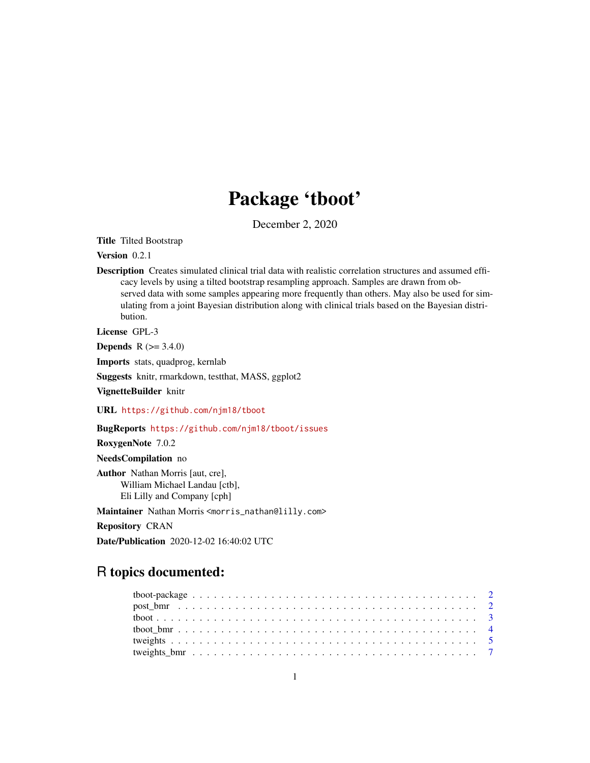# Package 'tboot'

December 2, 2020

**Title** Tilted Bootstrap

**Version** 0.2.1

**Description** Creates simulated clinical trial data with realistic correlation structures and assumed efficacy levels by using a tilted bootstrap resampling approach. Samples are drawn from observed data with some samples appearing more frequently than others. May also be used for simulating from a joint Bayesian distribution along with clinical trials based on the Bayesian distribution.

**License** GPL-3

**Depends** R (>= 3.4.0)

**Imports** stats, quadprog, kernlab

**Suggests** knitr, rmarkdown, testthat, MASS, ggplot2

**VignetteBuilder** knitr

**URL** https://github.com/njm18/tboot

**BugReports** https://github.com/njm18/tboot/issues

**RoxygenNote** 7.0.2

**NeedsCompilation** no

**Author** Nathan Morris [aut, cre],
William Michael Landau [ctb],
Eli Lilly and Company [cph]

**Maintainer** Nathan Morris <morris_nathan@lilly.com>

**Repository** CRAN

**Date/Publication** 2020-12-02 16:40:02 UTC

## R topics documented:

- tboot-package . . . . . . . . . . . . . . . . . . . . . . . . . . . . . . . . . . . . . . . . 2
- post_bmr . . . . . . . . . . . . . . . . . . . . . . . . . . . . . . . . . . . . . . . . 2
- tboot . . . . . . . . . . . . . . . . . . . . . . . . . . . . . . . . . . . . . . . . 3
- tboot_bmr . . . . . . . . . . . . . . . . . . . . . . . . . . . . . . . . . . . . . . . . 4
- tweights . . . . . . . . . . . . . . . . . . . . . . . . . . . . . . . . . . . . . . . . 5
- tweights_bmr . . . . . . . . . . . . . . . . . . . . . . . . . . . . . . . . . . . . . . . . 7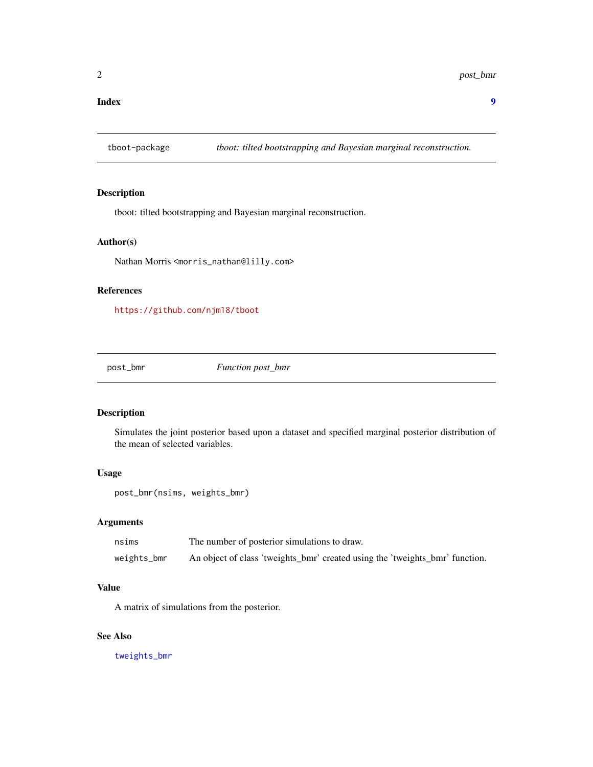**Index** **9**

---

`tboot-package` *tboot: tilted bootstrapping and Bayesian marginal reconstruction.*

---

### Description

tboot: tilted bootstrapping and Bayesian marginal reconstruction.

### Author(s)

Nathan Morris <morris_nathan@lilly.com>

### References

https://github.com/njm18/tboot

---

`post_bmr` *Function post_bmr*

---

### Description

Simulates the joint posterior based upon a dataset and specified marginal posterior distribution of the mean of selected variables.

### Usage

```
post_bmr(nsims, weights_bmr)
```

### Arguments

| | |
|---|---|
| nsims | The number of posterior simulations to draw. |
| weights_bmr | An object of class 'tweights_bmr' created using the 'tweights_bmr' function. |

### Value

A matrix of simulations from the posterior.

### See Also

tweights_bmr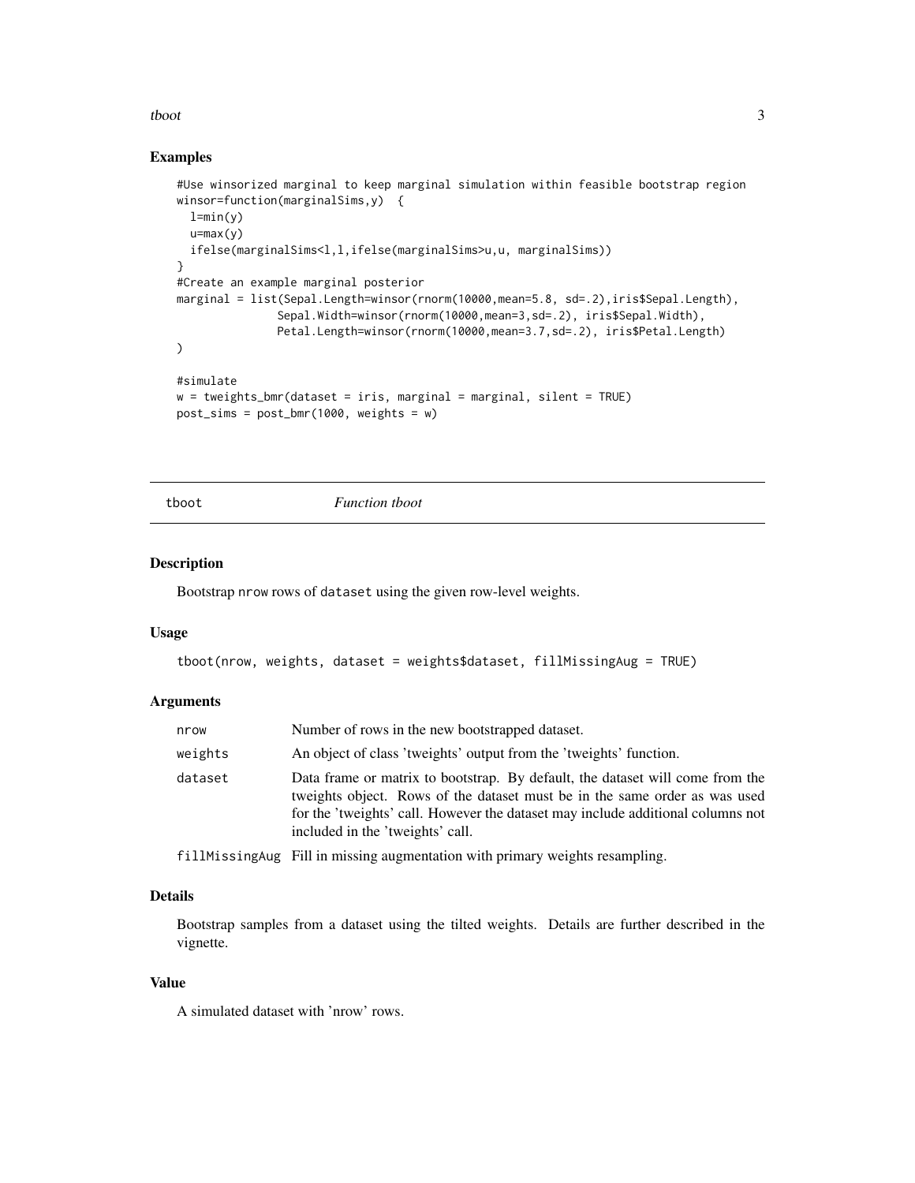## Examples

```
#Use winsorized marginal to keep marginal simulation within feasible bootstrap region
winsor=function(marginalSims,y)  {
  l=min(y)
  u=max(y)
  ifelse(marginalSims<l,l,ifelse(marginalSims>u,u, marginalSims))
}
#Create an example marginal posterior
marginal = list(Sepal.Length=winsor(rnorm(10000,mean=5.8, sd=.2),iris$Sepal.Length),
               Sepal.Width=winsor(rnorm(10000,mean=3,sd=.2), iris$Sepal.Width),
               Petal.Length=winsor(rnorm(10000,mean=3.7,sd=.2), iris$Petal.Length)
)

#simulate
w = tweights_bmr(dataset = iris, marginal = marginal, silent = TRUE)
post_sims = post_bmr(1000, weights = w)
```

---

`tboot` *Function tboot*

---

## Description

Bootstrap `nrow` rows of `dataset` using the given row-level weights.

## Usage

```
tboot(nrow, weights, dataset = weights$dataset, fillMissingAug = TRUE)
```

## Arguments

| | |
|---|---|
| `nrow` | Number of rows in the new bootstrapped dataset. |
| `weights` | An object of class 'tweights' output from the 'tweights' function. |
| `dataset` | Data frame or matrix to bootstrap. By default, the dataset will come from the tweights object. Rows of the dataset must be in the same order as was used for the 'tweights' call. However the dataset may include additional columns not included in the 'tweights' call. |
| `fillMissingAug` | Fill in missing augmentation with primary weights resampling. |

## Details

Bootstrap samples from a dataset using the tilted weights. Details are further described in the vignette.

## Value

A simulated dataset with 'nrow' rows.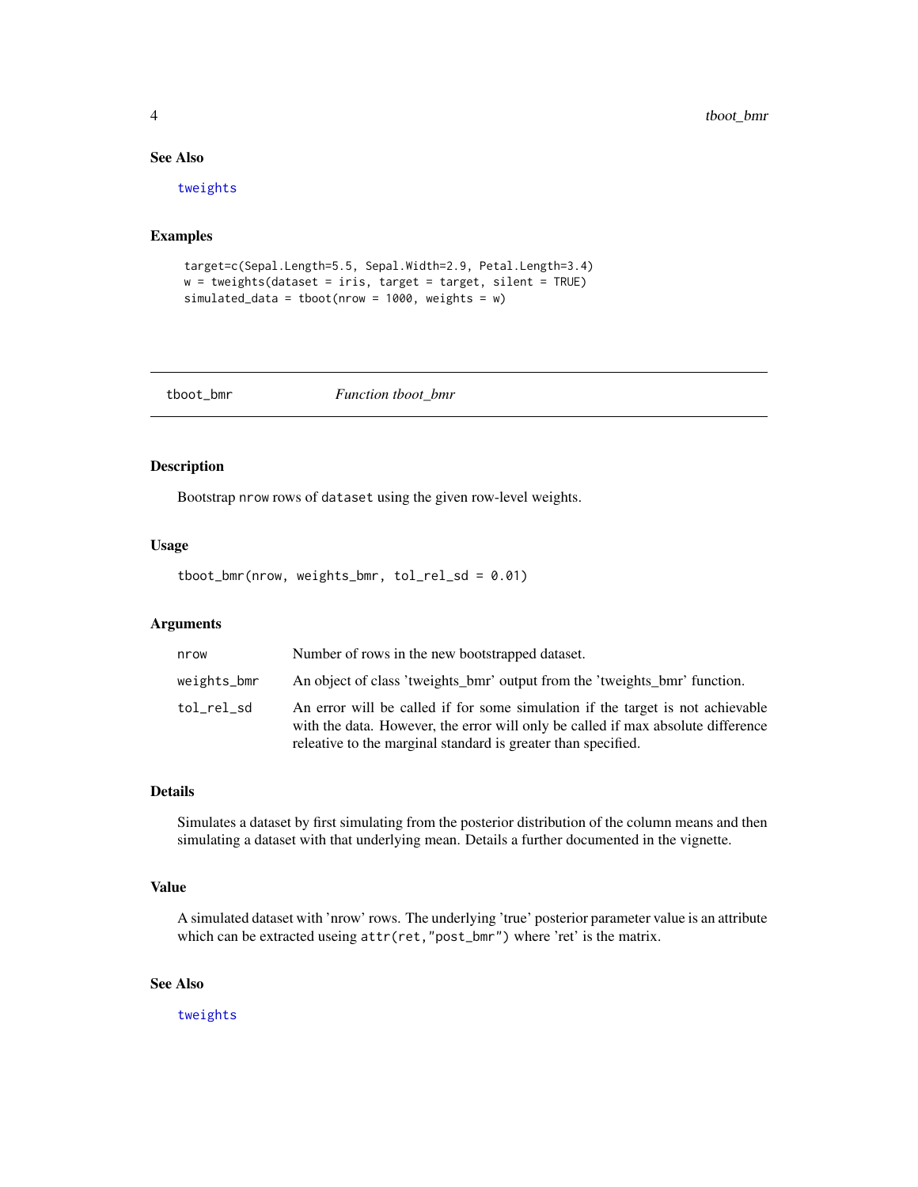### See Also

tweights

### Examples

```
target=c(Sepal.Length=5.5, Sepal.Width=2.9, Petal.Length=3.4)
w = tweights(dataset = iris, target = target, silent = TRUE)
simulated_data = tboot(nrow = 1000, weights = w)
```

---

## tboot_bmr *Function tboot_bmr*

---

### Description

Bootstrap nrow rows of dataset using the given row-level weights.

### Usage

```
tboot_bmr(nrow, weights_bmr, tol_rel_sd = 0.01)
```

### Arguments

| | |
|---|---|
| nrow | Number of rows in the new bootstrapped dataset. |
| weights_bmr | An object of class 'tweights_bmr' output from the 'tweights_bmr' function. |
| tol_rel_sd | An error will be called if for some simulation if the target is not achievable with the data. However, the error will only be called if max absolute difference releative to the marginal standard is greater than specified. |

### Details

Simulates a dataset by first simulating from the posterior distribution of the column means and then simulating a dataset with that underlying mean. Details a further documented in the vignette.

### Value

A simulated dataset with 'nrow' rows. The underlying 'true' posterior parameter value is an attribute which can be extracted useing `attr(ret,"post_bmr")` where 'ret' is the matrix.

### See Also

tweights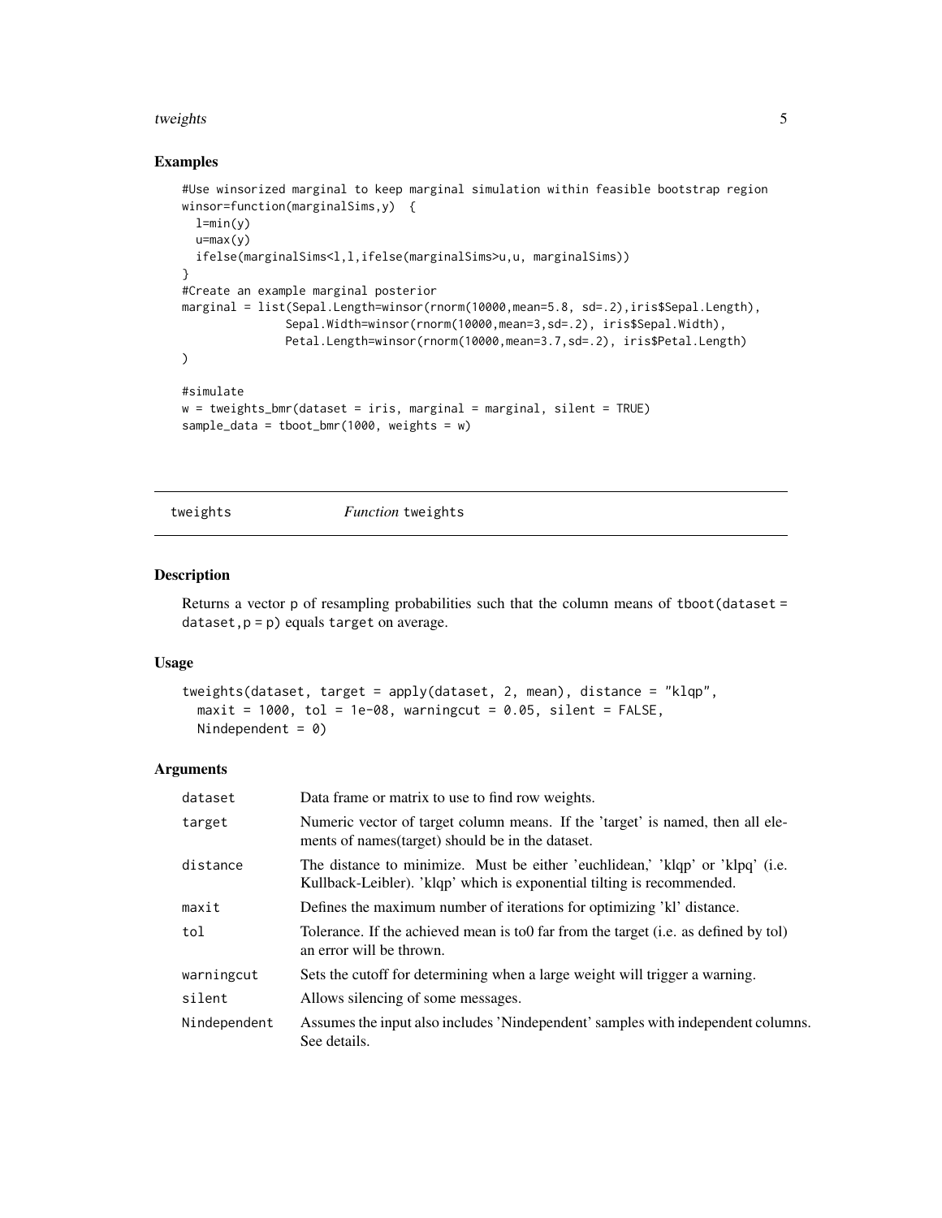## Examples

```
#Use winsorized marginal to keep marginal simulation within feasible bootstrap region
winsor=function(marginalSims,y)  {
  l=min(y)
  u=max(y)
  ifelse(marginalSims<l,l,ifelse(marginalSims>u,u, marginalSims))
}
#Create an example marginal posterior
marginal = list(Sepal.Length=winsor(rnorm(10000,mean=5.8, sd=.2),iris$Sepal.Length),
               Sepal.Width=winsor(rnorm(10000,mean=3,sd=.2), iris$Sepal.Width),
               Petal.Length=winsor(rnorm(10000,mean=3.7,sd=.2), iris$Petal.Length)
)

#simulate
w = tweights_bmr(dataset = iris, marginal = marginal, silent = TRUE)
sample_data = tboot_bmr(1000, weights = w)
```

---

# tweights — *Function* tweights

## Description

Returns a vector p of resampling probabilities such that the column means of tboot(dataset = dataset,p = p) equals target on average.

## Usage

```
tweights(dataset, target = apply(dataset, 2, mean), distance = "klqp",
  maxit = 1000, tol = 1e-08, warningcut = 0.05, silent = FALSE,
  Nindependent = 0)
```

## Arguments

| | |
|---|---|
| dataset | Data frame or matrix to use to find row weights. |
| target | Numeric vector of target column means. If the 'target' is named, then all elements of names(target) should be in the dataset. |
| distance | The distance to minimize. Must be either 'euchlidean,' 'klqp' or 'klpq' (i.e. Kullback-Leibler). 'klqp' which is exponential tilting is recommended. |
| maxit | Defines the maximum number of iterations for optimizing 'kl' distance. |
| tol | Tolerance. If the achieved mean is to0 far from the target (i.e. as defined by tol) an error will be thrown. |
| warningcut | Sets the cutoff for determining when a large weight will trigger a warning. |
| silent | Allows silencing of some messages. |
| Nindependent | Assumes the input also includes 'Nindependent' samples with independent columns. See details. |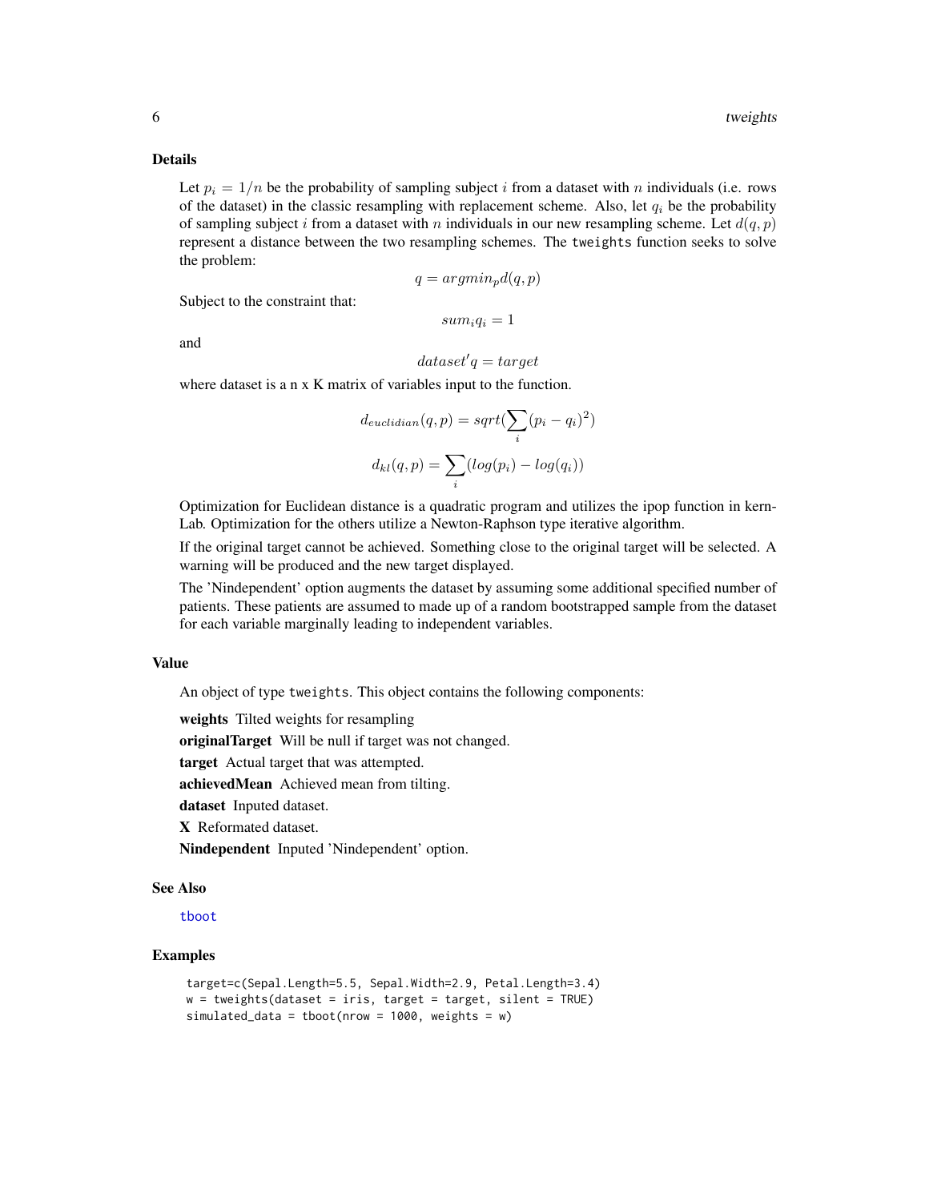## Details

Let $p_i = 1/n$ be the probability of sampling subject $i$ from a dataset with $n$ individuals (i.e. rows of the dataset) in the classic resampling with replacement scheme. Also, let $q_i$ be the probability of sampling subject $i$ from a dataset with $n$ individuals in our new resampling scheme. Let $d(q, p)$ represent a distance between the two resampling schemes. The `tweights` function seeks to solve the problem:

$$q = argmin_p d(q, p)$$

Subject to the constraint that:

$$sum_i q_i = 1$$

and

$$dataset'q = target$$

where dataset is a n x K matrix of variables input to the function.

$$d_{euclidian}(q, p) = sqrt(\sum_i (p_i - q_i)^2)$$

$$d_{kl}(q, p) = \sum_i (log(p_i) - log(q_i))$$

Optimization for Euclidean distance is a quadratic program and utilizes the ipop function in kernLab. Optimization for the others utilize a Newton-Raphson type iterative algorithm.

If the original target cannot be achieved. Something close to the original target will be selected. A warning will be produced and the new target displayed.

The 'Nindependent' option augments the dataset by assuming some additional specified number of patients. These patients are assumed to made up of a random bootstrapped sample from the dataset for each variable marginally leading to independent variables.

## Value

An object of type `tweights`. This object contains the following components:

**weights** Tilted weights for resampling

**originalTarget** Will be null if target was not changed.

**target** Actual target that was attempted.

**achievedMean** Achieved mean from tilting.

**dataset** Inputed dataset.

**X** Reformated dataset.

**Nindependent** Inputed 'Nindependent' option.

## See Also

`tboot`

## Examples

```
target=c(Sepal.Length=5.5, Sepal.Width=2.9, Petal.Length=3.4)
w = tweights(dataset = iris, target = target, silent = TRUE)
simulated_data = tboot(nrow = 1000, weights = w)
```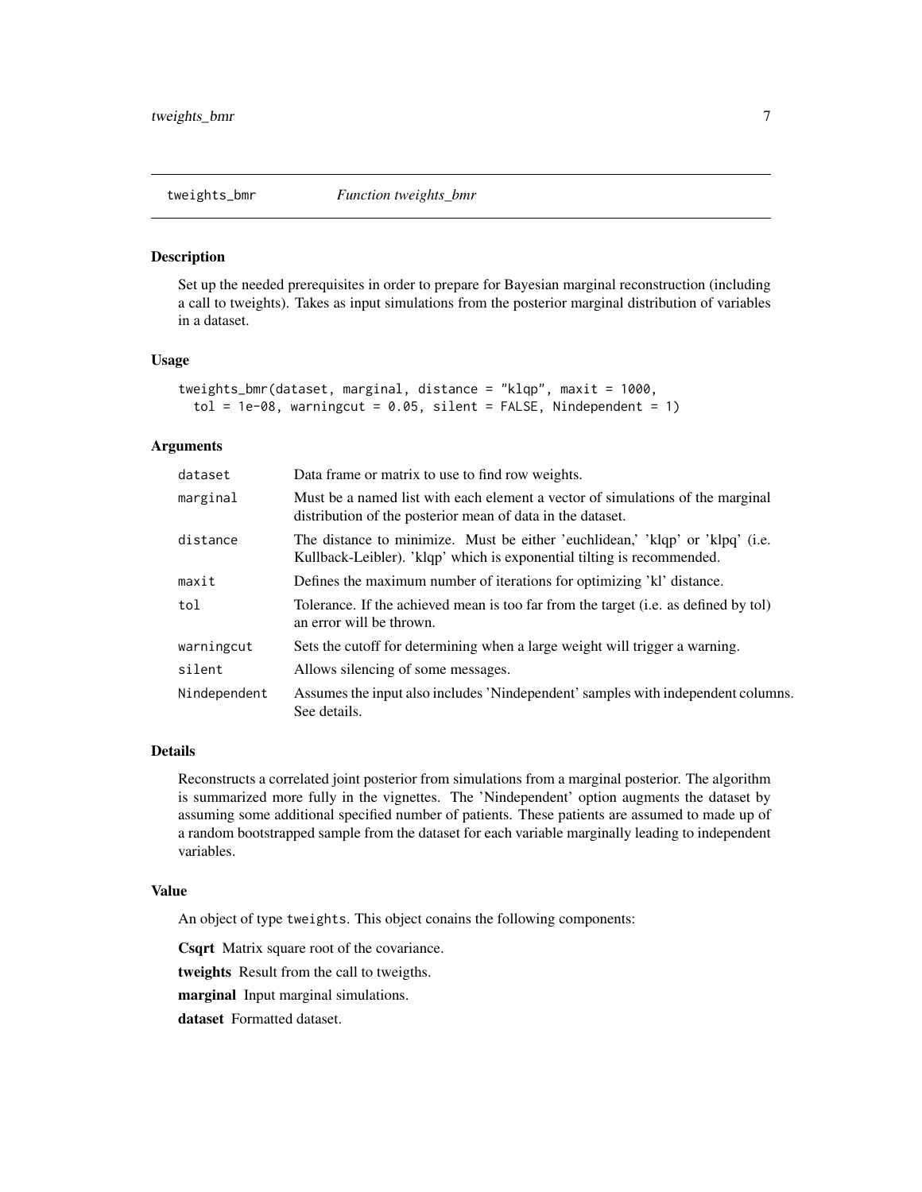# tweights_bmr — *Function tweights_bmr*

## Description

Set up the needed prerequisites in order to prepare for Bayesian marginal reconstruction (including a call to tweights). Takes as input simulations from the posterior marginal distribution of variables in a dataset.

## Usage

```
tweights_bmr(dataset, marginal, distance = "klqp", maxit = 1000,
  tol = 1e-08, warningcut = 0.05, silent = FALSE, Nindependent = 1)
```

## Arguments

| Argument | Description |
|---|---|
| `dataset` | Data frame or matrix to use to find row weights. |
| `marginal` | Must be a named list with each element a vector of simulations of the marginal distribution of the posterior mean of data in the dataset. |
| `distance` | The distance to minimize. Must be either 'euchlidean,' 'klqp' or 'klpq' (i.e. Kullback-Leibler). 'klqp' which is exponential tilting is recommended. |
| `maxit` | Defines the maximum number of iterations for optimizing 'kl' distance. |
| `tol` | Tolerance. If the achieved mean is too far from the target (i.e. as defined by tol) an error will be thrown. |
| `warningcut` | Sets the cutoff for determining when a large weight will trigger a warning. |
| `silent` | Allows silencing of some messages. |
| `Nindependent` | Assumes the input also includes 'Nindependent' samples with independent columns. See details. |

## Details

Reconstructs a correlated joint posterior from simulations from a marginal posterior. The algorithm is summarized more fully in the vignettes. The 'Nindependent' option augments the dataset by assuming some additional specified number of patients. These patients are assumed to made up of a random bootstrapped sample from the dataset for each variable marginally leading to independent variables.

## Value

An object of type `tweights`. This object conains the following components:

**Csqrt** Matrix square root of the covariance.

**tweights** Result from the call to tweigths.

**marginal** Input marginal simulations.

**dataset** Formatted dataset.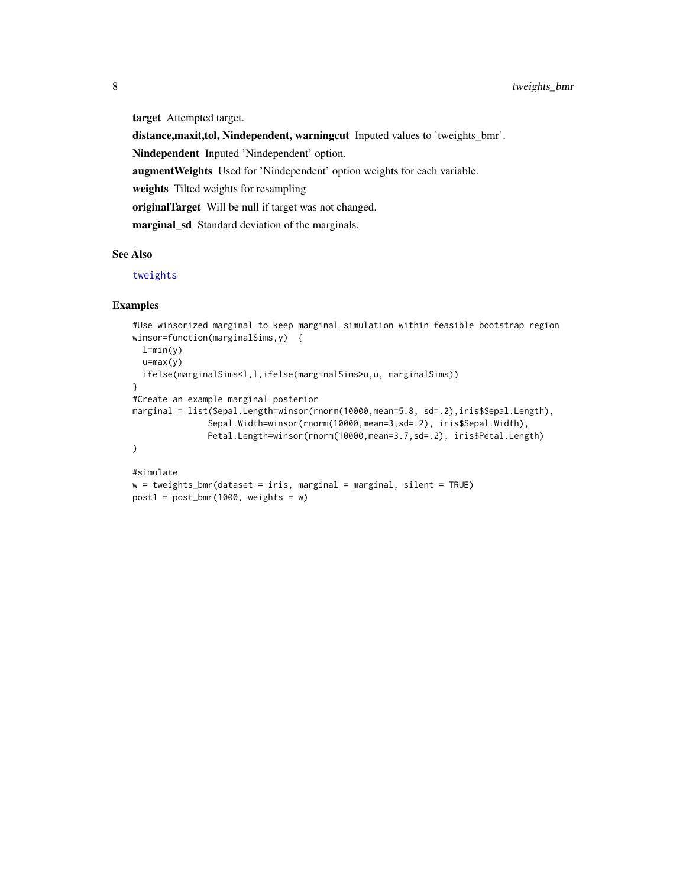**target** Attempted target.

**distance,maxit,tol, Nindependent, warningcut** Inputed values to 'tweights_bmr'.

**Nindependent** Inputed 'Nindependent' option.

**augmentWeights** Used for 'Nindependent' option weights for each variable.

**weights** Tilted weights for resampling

**originalTarget** Will be null if target was not changed.

**marginal_sd** Standard deviation of the marginals.

## See Also

tweights

## Examples

```
#Use winsorized marginal to keep marginal simulation within feasible bootstrap region
winsor=function(marginalSims,y)  {
  l=min(y)
  u=max(y)
  ifelse(marginalSims<l,l,ifelse(marginalSims>u,u, marginalSims))
}
#Create an example marginal posterior
marginal = list(Sepal.Length=winsor(rnorm(10000,mean=5.8, sd=.2),iris$Sepal.Length),
               Sepal.Width=winsor(rnorm(10000,mean=3,sd=.2), iris$Sepal.Width),
               Petal.Length=winsor(rnorm(10000,mean=3.7,sd=.2), iris$Petal.Length)
)

#simulate
w = tweights_bmr(dataset = iris, marginal = marginal, silent = TRUE)
post1 = post_bmr(1000, weights = w)
```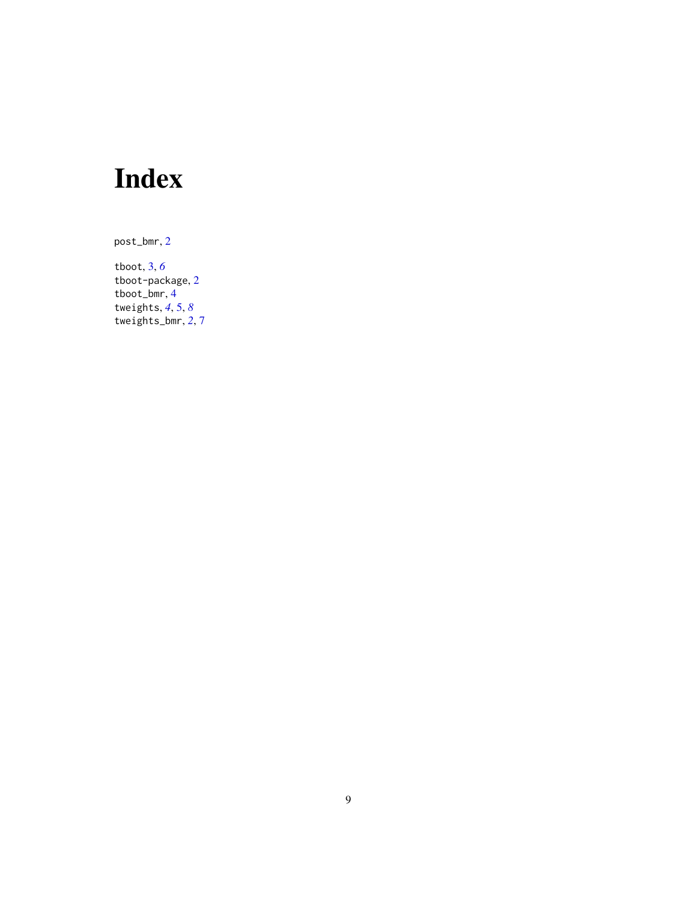# Index

post_bmr, 2

tboot, 3, *6*
tboot-package, 2
tboot_bmr, 4
tweights, *4*, 5, *8*
tweights_bmr, *2*, 7